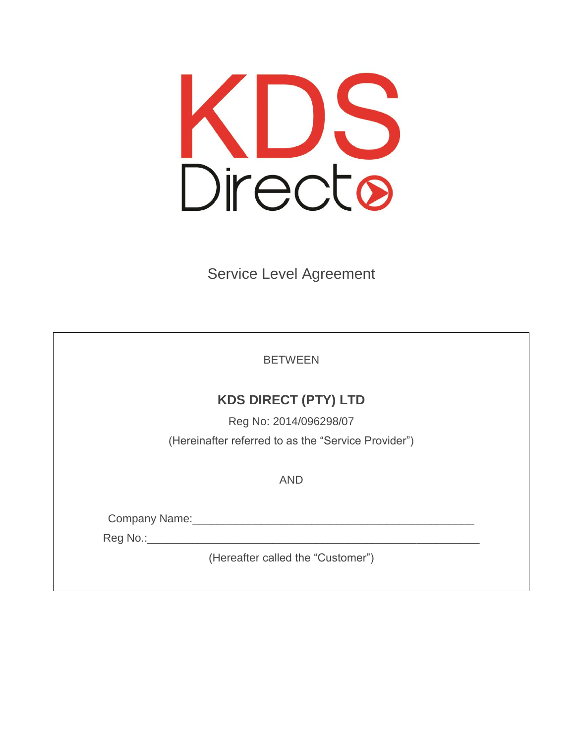KDS Direct

# Service Level Agreement

BETWEEN

**KDS DIRECT (PTY) LTD**

Reg No: 2014/096298/07

(Hereinafter referred to as the “Service Provider”)

AND

Company Name:_______________________________________________

Reg No.:____________________________________________________

(Hereafter called the “Customer”)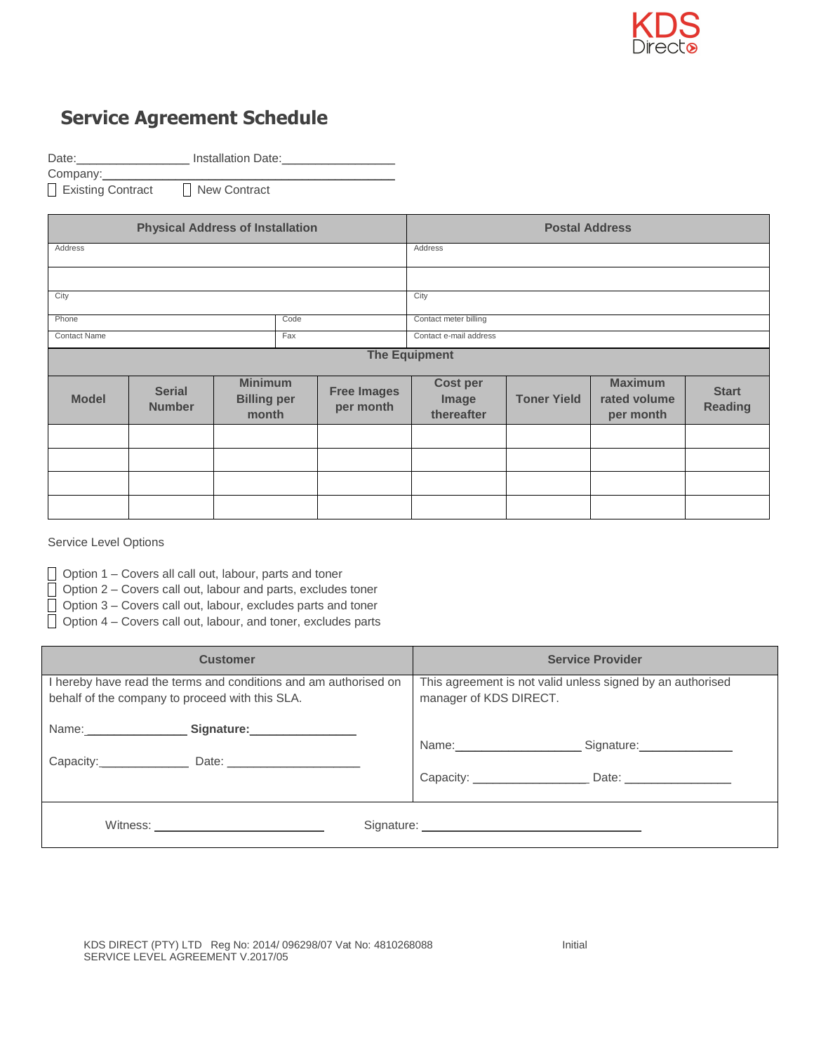KDS Direct

# Service Agreement Schedule

Date:________________ Installation Date:________________

Company:_______________________________________________

☐ Existing Contract ☐ New Contract

| Physical Address of Installation | | Postal Address |
|---|---|---|
| Address | | Address |
| | | |
| City | | City |
| Phone | Code | Contact meter billing |
| Contact Name | Fax | Contact e-mail address |

**The Equipment**

| Model | Serial Number | Minimum Billing per month | Free Images per month | Cost per Image thereafter | Toner Yield | Maximum rated volume per month | Start Reading |
|---|---|---|---|---|---|---|---|
| | | | | | | | |
| | | | | | | | |
| | | | | | | | |
| | | | | | | | |

Service Level Options

- ☐ Option 1 – Covers all call out, labour, parts and toner
- ☐ Option 2 – Covers call out, labour and parts, excludes toner
- ☐ Option 3 – Covers call out, labour, excludes parts and toner
- ☐ Option 4 – Covers call out, labour, and toner, excludes parts

| Customer | Service Provider |
|---|---|
| I hereby have read the terms and conditions and am authorised on behalf of the company to proceed with this SLA.<br><br>Name:_______________ **Signature:**_______________<br><br>Capacity:_____________ Date: ___________________ | This agreement is not valid unless signed by an authorised manager of KDS DIRECT.<br><br>Name:__________________ Signature:_____________<br><br>Capacity: _________________ Date: ________________ |

Witness: ________________________ Signature: ________________________________

KDS DIRECT (PTY) LTD Reg No: 2014/ 096298/07 Vat No: 4810268088
SERVICE LEVEL AGREEMENT V.2017/05

Initial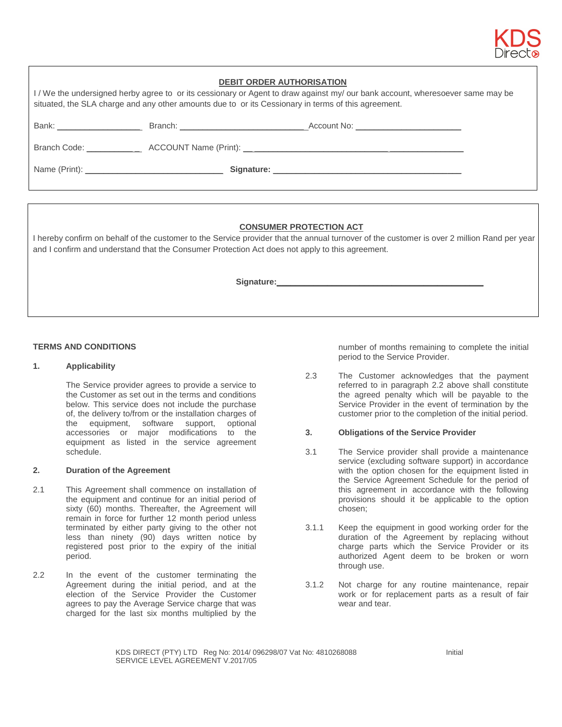KDS Direct

## DEBIT ORDER AUTHORISATION

I / We the undersigned herby agree to  or its cessionary or Agent to draw against my/ our bank account, wheresoever same may be situated, the SLA charge and any other amounts due to  or its Cessionary in terms of this agreement.

Bank: ___________________ Branch: ____________________________ Account No: ________________________

Branch Code: ___________ ACCOUNT Name (Print): ________________________________________________

Name (Print): ______________________________ **Signature:** _________________________________________

## CONSUMER PROTECTION ACT

I hereby confirm on behalf of the customer to the Service provider that the annual turnover of the customer is over 2 million Rand per year and I confirm and understand that the Consumer Protection Act does not apply to this agreement.

**Signature:**_____________________________________________

### TERMS AND CONDITIONS

**1. Applicability**

The Service provider agrees to provide a service to the Customer as set out in the terms and conditions below. This service does not include the purchase of, the delivery to/from or the installation charges of the equipment, software support, optional accessories or major modifications to the equipment as listed in the service agreement schedule.

**2. Duration of the Agreement**

2.1 This Agreement shall commence on installation of the equipment and continue for an initial period of sixty (60) months. Thereafter, the Agreement will remain in force for further 12 month period unless terminated by either party giving to the other not less than ninety (90) days written notice by registered post prior to the expiry of the initial period.

2.2 In the event of the customer terminating the Agreement during the initial period, and at the election of the Service Provider the Customer agrees to pay the Average Service charge that was charged for the last six months multiplied by the number of months remaining to complete the initial period to the Service Provider.

2.3 The Customer acknowledges that the payment referred to in paragraph 2.2 above shall constitute the agreed penalty which will be payable to the Service Provider in the event of termination by the customer prior to the completion of the initial period.

**3. Obligations of the Service Provider**

3.1 The Service provider shall provide a maintenance service (excluding software support) in accordance with the option chosen for the equipment listed in the Service Agreement Schedule for the period of this agreement in accordance with the following provisions should it be applicable to the option chosen;

3.1.1 Keep the equipment in good working order for the duration of the Agreement by replacing without charge parts which the Service Provider or its authorized Agent deem to be broken or worn through use.

3.1.2 Not charge for any routine maintenance, repair work or for replacement parts as a result of fair wear and tear.

KDS DIRECT (PTY) LTD Reg No: 2014/ 096298/07 Vat No: 4810268088
SERVICE LEVEL AGREEMENT V.2017/05

Initial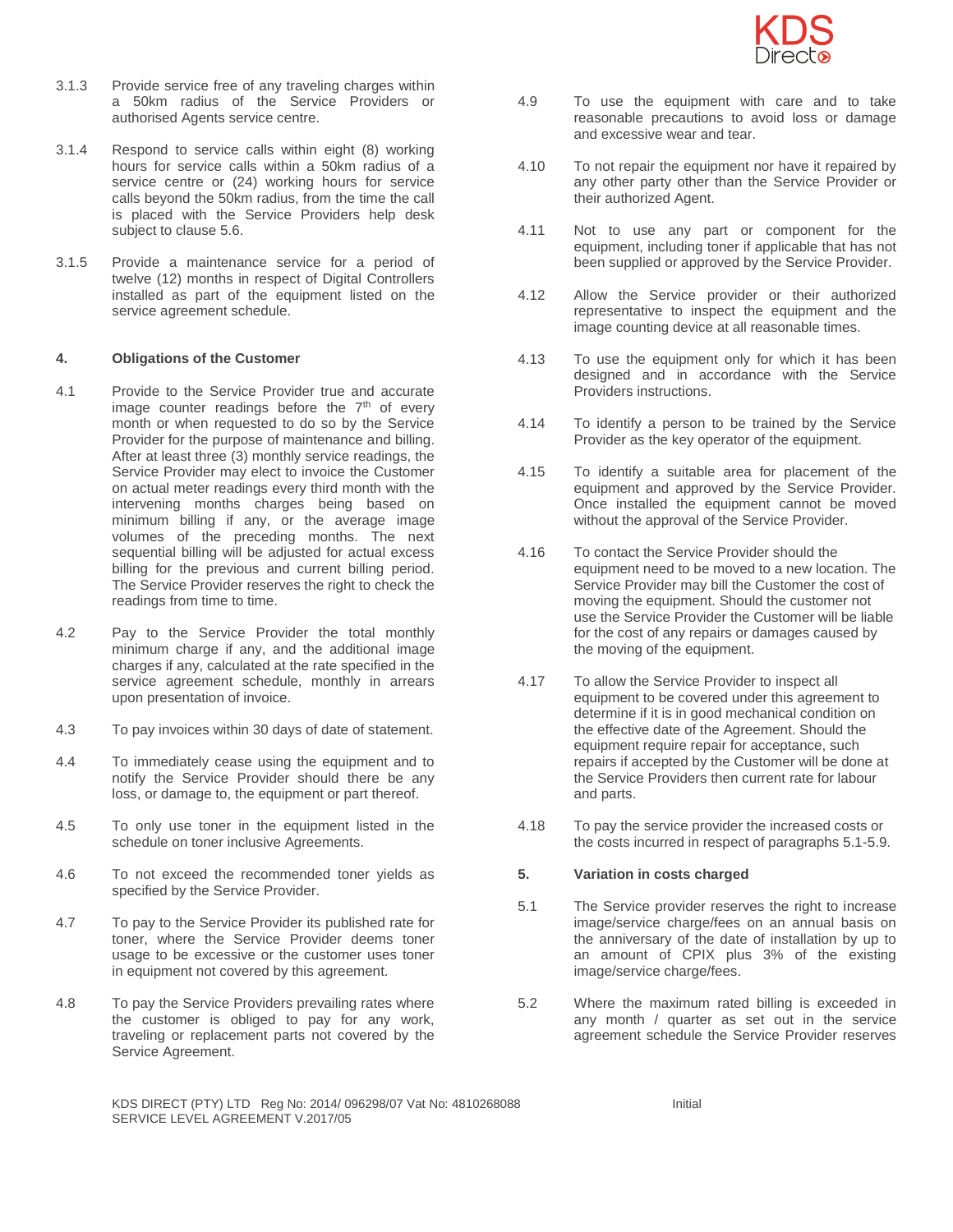3.1.3 Provide service free of any traveling charges within a 50km radius of the Service Providers or authorised Agents service centre.

3.1.4 Respond to service calls within eight (8) working hours for service calls within a 50km radius of a service centre or (24) working hours for service calls beyond the 50km radius, from the time the call is placed with the Service Providers help desk subject to clause 5.6.

3.1.5 Provide a maintenance service for a period of twelve (12) months in respect of Digital Controllers installed as part of the equipment listed on the service agreement schedule.

## 4. Obligations of the Customer

4.1 Provide to the Service Provider true and accurate image counter readings before the 7th of every month or when requested to do so by the Service Provider for the purpose of maintenance and billing. After at least three (3) monthly service readings, the Service Provider may elect to invoice the Customer on actual meter readings every third month with the intervening months charges being based on minimum billing if any, or the average image volumes of the preceding months. The next sequential billing will be adjusted for actual excess billing for the previous and current billing period. The Service Provider reserves the right to check the readings from time to time.

4.2 Pay to the Service Provider the total monthly minimum charge if any, and the additional image charges if any, calculated at the rate specified in the service agreement schedule, monthly in arrears upon presentation of invoice.

4.3 To pay invoices within 30 days of date of statement.

4.4 To immediately cease using the equipment and to notify the Service Provider should there be any loss, or damage to, the equipment or part thereof.

4.5 To only use toner in the equipment listed in the schedule on toner inclusive Agreements.

4.6 To not exceed the recommended toner yields as specified by the Service Provider.

4.7 To pay to the Service Provider its published rate for toner, where the Service Provider deems toner usage to be excessive or the customer uses toner in equipment not covered by this agreement.

4.8 To pay the Service Providers prevailing rates where the customer is obliged to pay for any work, traveling or replacement parts not covered by the Service Agreement.

4.9 To use the equipment with care and to take reasonable precautions to avoid loss or damage and excessive wear and tear.

4.10 To not repair the equipment nor have it repaired by any other party other than the Service Provider or their authorized Agent.

4.11 Not to use any part or component for the equipment, including toner if applicable that has not been supplied or approved by the Service Provider.

4.12 Allow the Service provider or their authorized representative to inspect the equipment and the image counting device at all reasonable times.

4.13 To use the equipment only for which it has been designed and in accordance with the Service Providers instructions.

4.14 To identify a person to be trained by the Service Provider as the key operator of the equipment.

4.15 To identify a suitable area for placement of the equipment and approved by the Service Provider. Once installed the equipment cannot be moved without the approval of the Service Provider.

4.16 To contact the Service Provider should the equipment need to be moved to a new location. The Service Provider may bill the Customer the cost of moving the equipment. Should the customer not use the Service Provider the Customer will be liable for the cost of any repairs or damages caused by the moving of the equipment.

4.17 To allow the Service Provider to inspect all equipment to be covered under this agreement to determine if it is in good mechanical condition on the effective date of the Agreement. Should the equipment require repair for acceptance, such repairs if accepted by the Customer will be done at the Service Providers then current rate for labour and parts.

4.18 To pay the service provider the increased costs or the costs incurred in respect of paragraphs 5.1-5.9.

## 5. Variation in costs charged

5.1 The Service provider reserves the right to increase image/service charge/fees on an annual basis on the anniversary of the date of installation by up to an amount of CPIX plus 3% of the existing image/service charge/fees.

5.2 Where the maximum rated billing is exceeded in any month / quarter as set out in the service agreement schedule the Service Provider reserves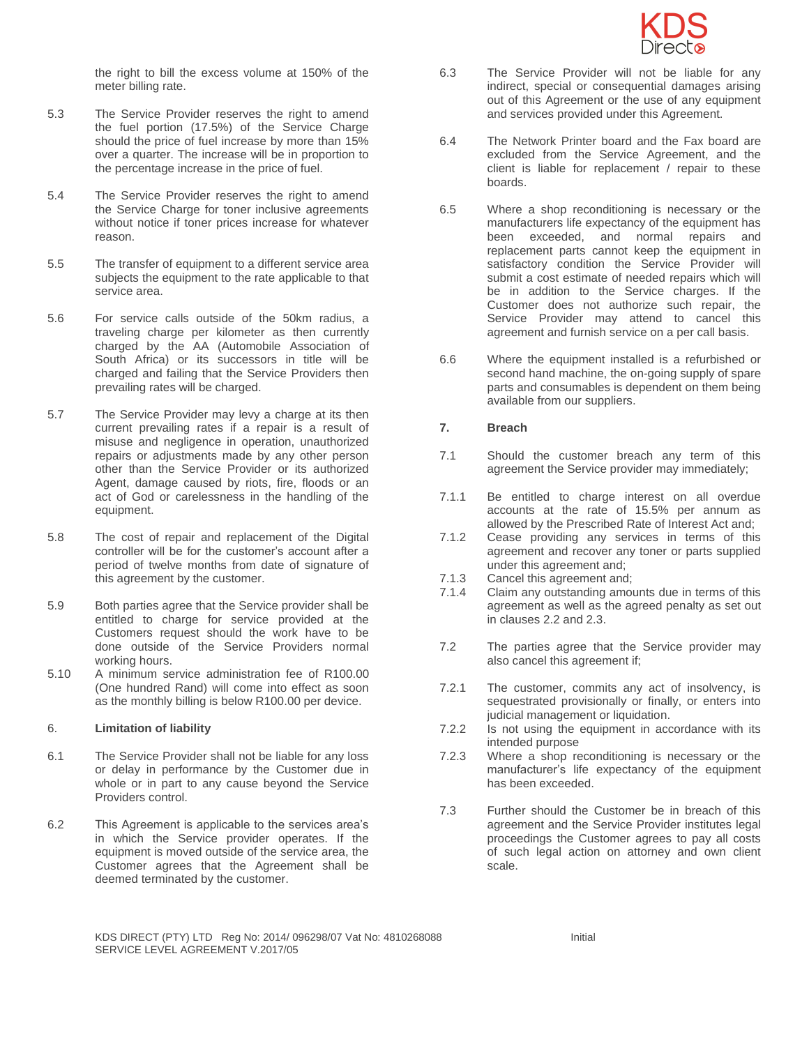the right to bill the excess volume at 150% of the meter billing rate.

5.3 The Service Provider reserves the right to amend the fuel portion (17.5%) of the Service Charge should the price of fuel increase by more than 15% over a quarter. The increase will be in proportion to the percentage increase in the price of fuel.

5.4 The Service Provider reserves the right to amend the Service Charge for toner inclusive agreements without notice if toner prices increase for whatever reason.

5.5 The transfer of equipment to a different service area subjects the equipment to the rate applicable to that service area.

5.6 For service calls outside of the 50km radius, a traveling charge per kilometer as then currently charged by the AA (Automobile Association of South Africa) or its successors in title will be charged and failing that the Service Providers then prevailing rates will be charged.

5.7 The Service Provider may levy a charge at its then current prevailing rates if a repair is a result of misuse and negligence in operation, unauthorized repairs or adjustments made by any other person other than the Service Provider or its authorized Agent, damage caused by riots, fire, floods or an act of God or carelessness in the handling of the equipment.

5.8 The cost of repair and replacement of the Digital controller will be for the customer's account after a period of twelve months from date of signature of this agreement by the customer.

5.9 Both parties agree that the Service provider shall be entitled to charge for service provided at the Customers request should the work have to be done outside of the Service Providers normal working hours.

5.10 A minimum service administration fee of R100.00 (One hundred Rand) will come into effect as soon as the monthly billing is below R100.00 per device.

## 6. Limitation of liability

6.1 The Service Provider shall not be liable for any loss or delay in performance by the Customer due in whole or in part to any cause beyond the Service Providers control.

6.2 This Agreement is applicable to the services area's in which the Service provider operates. If the equipment is moved outside of the service area, the Customer agrees that the Agreement shall be deemed terminated by the customer.

6.3 The Service Provider will not be liable for any indirect, special or consequential damages arising out of this Agreement or the use of any equipment and services provided under this Agreement.

6.4 The Network Printer board and the Fax board are excluded from the Service Agreement, and the client is liable for replacement / repair to these boards.

6.5 Where a shop reconditioning is necessary or the manufacturers life expectancy of the equipment has been exceeded, and normal repairs and replacement parts cannot keep the equipment in satisfactory condition the Service Provider will submit a cost estimate of needed repairs which will be in addition to the Service charges. If the Customer does not authorize such repair, the Service Provider may attend to cancel this agreement and furnish service on a per call basis.

6.6 Where the equipment installed is a refurbished or second hand machine, the on-going supply of spare parts and consumables is dependent on them being available from our suppliers.

## 7. Breach

7.1 Should the customer breach any term of this agreement the Service provider may immediately;

7.1.1 Be entitled to charge interest on all overdue accounts at the rate of 15.5% per annum as allowed by the Prescribed Rate of Interest Act and;

7.1.2 Cease providing any services in terms of this agreement and recover any toner or parts supplied under this agreement and;

7.1.3 Cancel this agreement and;

7.1.4 Claim any outstanding amounts due in terms of this agreement as well as the agreed penalty as set out in clauses 2.2 and 2.3.

7.2 The parties agree that the Service provider may also cancel this agreement if;

7.2.1 The customer, commits any act of insolvency, is sequestrated provisionally or finally, or enters into judicial management or liquidation.

7.2.2 Is not using the equipment in accordance with its intended purpose

7.2.3 Where a shop reconditioning is necessary or the manufacturer's life expectancy of the equipment has been exceeded.

7.3 Further should the Customer be in breach of this agreement and the Service Provider institutes legal proceedings the Customer agrees to pay all costs of such legal action on attorney and own client scale.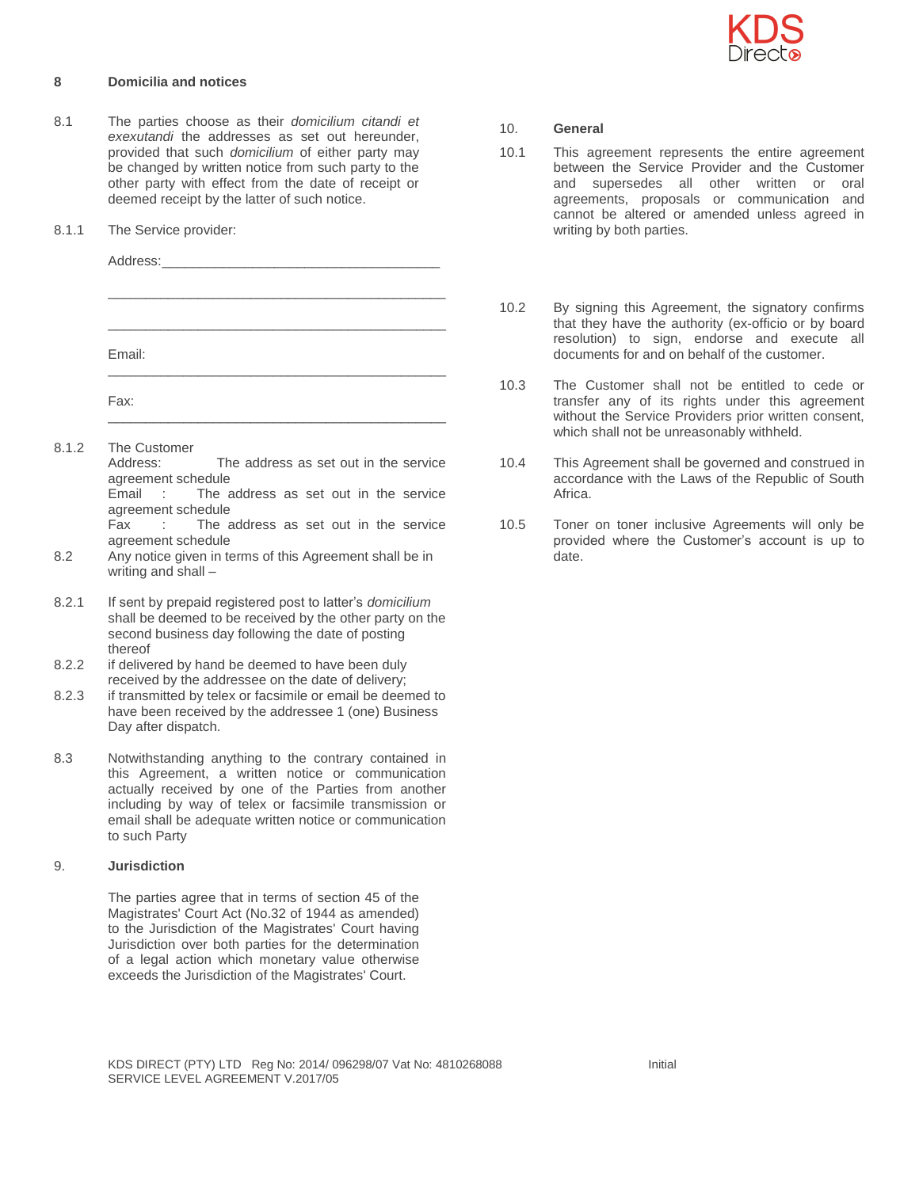## 8 Domicilia and notices

8.1 The parties choose as their *domicilium citandi et exexutandi* the addresses as set out hereunder, provided that such *domicilium* of either party may be changed by written notice from such party to the other party with effect from the date of receipt or deemed receipt by the latter of such notice.

8.1.1 The Service provider:

Address:______________________________________

______________________________________________

______________________________________________

Email:

______________________________________________

Fax:

______________________________________________

8.1.2 The Customer
Address: The address as set out in the service agreement schedule
Email : The address as set out in the service agreement schedule
Fax : The address as set out in the service agreement schedule

8.2 Any notice given in terms of this Agreement shall be in writing and shall –

8.2.1 If sent by prepaid registered post to latter's *domicilium* shall be deemed to be received by the other party on the second business day following the date of posting thereof

8.2.2 if delivered by hand be deemed to have been duly received by the addressee on the date of delivery;

8.2.3 if transmitted by telex or facsimile or email be deemed to have been received by the addressee 1 (one) Business Day after dispatch.

8.3 Notwithstanding anything to the contrary contained in this Agreement, a written notice or communication actually received by one of the Parties from another including by way of telex or facsimile transmission or email shall be adequate written notice or communication to such Party

## 9. Jurisdiction

The parties agree that in terms of section 45 of the Magistrates' Court Act (No.32 of 1944 as amended) to the Jurisdiction of the Magistrates' Court having Jurisdiction over both parties for the determination of a legal action which monetary value otherwise exceeds the Jurisdiction of the Magistrates' Court.

## 10. General

10.1 This agreement represents the entire agreement between the Service Provider and the Customer and supersedes all other written or oral agreements, proposals or communication and cannot be altered or amended unless agreed in writing by both parties.

10.2 By signing this Agreement, the signatory confirms that they have the authority (ex-officio or by board resolution) to sign, endorse and execute all documents for and on behalf of the customer.

10.3 The Customer shall not be entitled to cede or transfer any of its rights under this agreement without the Service Providers prior written consent, which shall not be unreasonably withheld.

10.4 This Agreement shall be governed and construed in accordance with the Laws of the Republic of South Africa.

10.5 Toner on toner inclusive Agreements will only be provided where the Customer's account is up to date.

KDS DIRECT (PTY) LTD Reg No: 2014/ 096298/07 Vat No: 4810268088
SERVICE LEVEL AGREEMENT V.2017/05

Initial